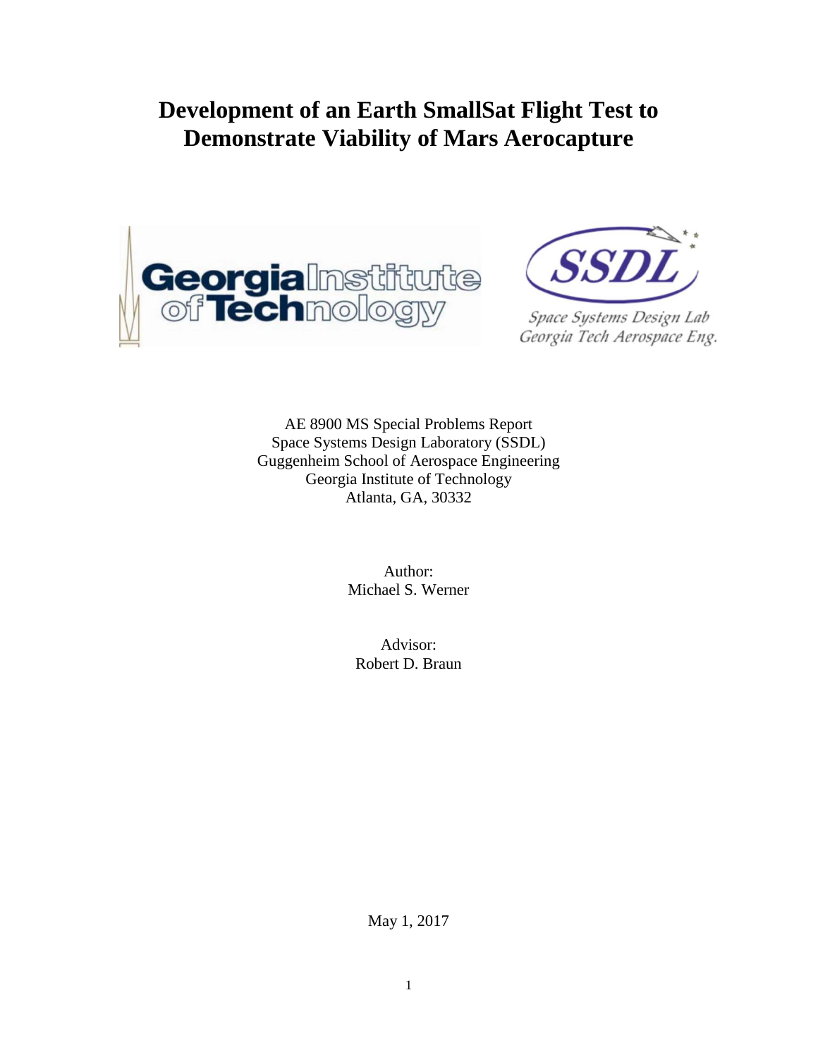# Development of an Earth SmallSat Flight Test to Demonstrate Viability of Mars Aerocapture

AE 8900 MS Special Problems Report
Space Systems Design Laboratory (SSDL)
Guggenheim School of Aerospace Engineering
Georgia Institute of Technology
Atlanta, GA, 30332

Author:
Michael S. Werner

Advisor:
Robert D. Braun

May 1, 2017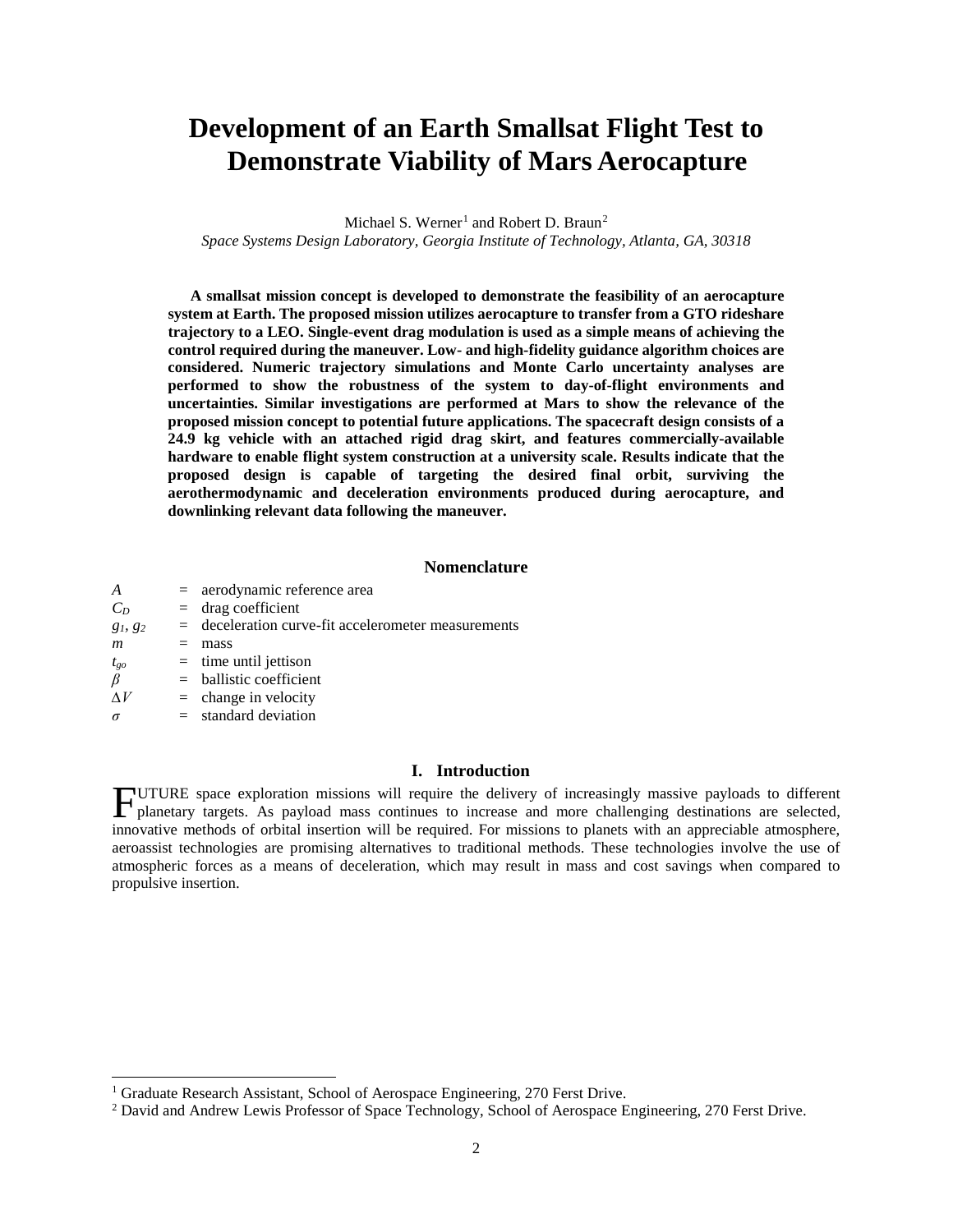# Development of an Earth Smallsat Flight Test to Demonstrate Viability of Mars Aerocapture

Michael S. Werner[1] and Robert D. Braun[2]

*Space Systems Design Laboratory, Georgia Institute of Technology, Atlanta, GA, 30318*

**A smallsat mission concept is developed to demonstrate the feasibility of an aerocapture system at Earth. The proposed mission utilizes aerocapture to transfer from a GTO rideshare trajectory to a LEO. Single-event drag modulation is used as a simple means of achieving the control required during the maneuver. Low- and high-fidelity guidance algorithm choices are considered. Numeric trajectory simulations and Monte Carlo uncertainty analyses are performed to show the robustness of the system to day-of-flight environments and uncertainties. Similar investigations are performed at Mars to show the relevance of the proposed mission concept to potential future applications. The spacecraft design consists of a 24.9 kg vehicle with an attached rigid drag skirt, and features commercially-available hardware to enable flight system construction at a university scale. Results indicate that the proposed design is capable of targeting the desired final orbit, surviving the aerothermodynamic and deceleration environments produced during aerocapture, and downlinking relevant data following the maneuver.**

## Nomenclature

| | | |
|---|---|---|
| $A$ | = | aerodynamic reference area |
| $C_D$ | = | drag coefficient |
| $g_1$, $g_2$ | = | deceleration curve-fit accelerometer measurements |
| $m$ | = | mass |
| $t_{go}$ | = | time until jettison |
| $\beta$ | = | ballistic coefficient |
| $\Delta V$ | = | change in velocity |
| $\sigma$ | = | standard deviation |

## I. Introduction

FUTURE space exploration missions will require the delivery of increasingly massive payloads to different planetary targets. As payload mass continues to increase and more challenging destinations are selected, innovative methods of orbital insertion will be required. For missions to planets with an appreciable atmosphere, aeroassist technologies are promising alternatives to traditional methods. These technologies involve the use of atmospheric forces as a means of deceleration, which may result in mass and cost savings when compared to propulsive insertion.

---

[1] Graduate Research Assistant, School of Aerospace Engineering, 270 Ferst Drive.

[2] David and Andrew Lewis Professor of Space Technology, School of Aerospace Engineering, 270 Ferst Drive.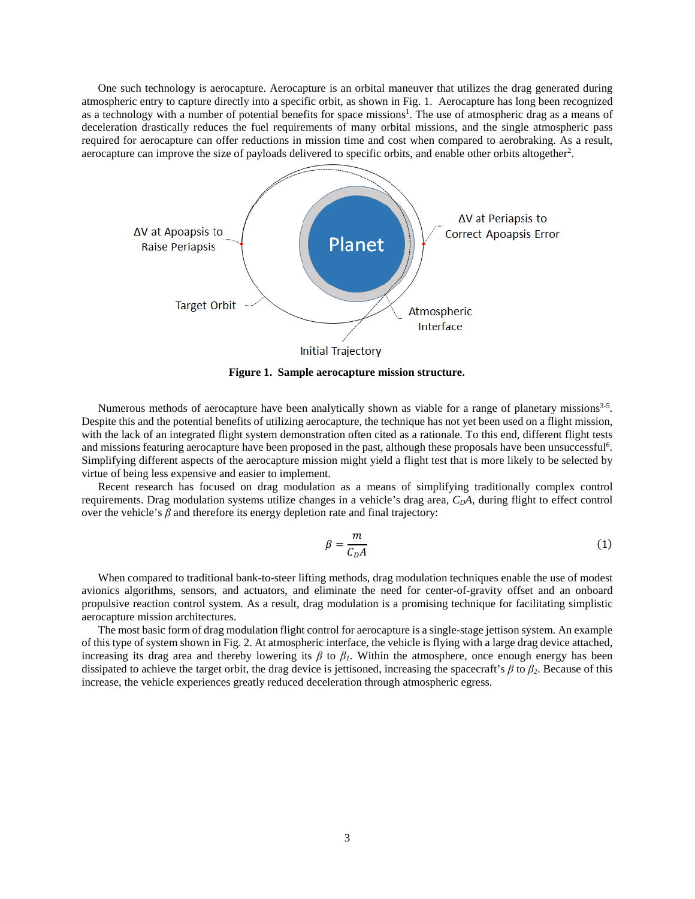One such technology is aerocapture. Aerocapture is an orbital maneuver that utilizes the drag generated during atmospheric entry to capture directly into a specific orbit, as shown in Fig. 1. Aerocapture has long been recognized as a technology with a number of potential benefits for space missions[1]. The use of atmospheric drag as a means of deceleration drastically reduces the fuel requirements of many orbital missions, and the single atmospheric pass required for aerocapture can offer reductions in mission time and cost when compared to aerobraking. As a result, aerocapture can improve the size of payloads delivered to specific orbits, and enable other orbits altogether[2].

Figure 1. Sample aerocapture mission structure.

Numerous methods of aerocapture have been analytically shown as viable for a range of planetary missions[3-5]. Despite this and the potential benefits of utilizing aerocapture, the technique has not yet been used on a flight mission, with the lack of an integrated flight system demonstration often cited as a rationale. To this end, different flight tests and missions featuring aerocapture have been proposed in the past, although these proposals have been unsuccessful[6]. Simplifying different aspects of the aerocapture mission might yield a flight test that is more likely to be selected by virtue of being less expensive and easier to implement.

Recent research has focused on drag modulation as a means of simplifying traditionally complex control requirements. Drag modulation systems utilize changes in a vehicle's drag area, $C_DA$, during flight to effect control over the vehicle's $\beta$ and therefore its energy depletion rate and final trajectory:

$$\beta = \frac{m}{C_D A} \tag{1}$$

When compared to traditional bank-to-steer lifting methods, drag modulation techniques enable the use of modest avionics algorithms, sensors, and actuators, and eliminate the need for center-of-gravity offset and an onboard propulsive reaction control system. As a result, drag modulation is a promising technique for facilitating simplistic aerocapture mission architectures.

The most basic form of drag modulation flight control for aerocapture is a single-stage jettison system. An example of this type of system shown in Fig. 2. At atmospheric interface, the vehicle is flying with a large drag device attached, increasing its drag area and thereby lowering its $\beta$ to $\beta_1$. Within the atmosphere, once enough energy has been dissipated to achieve the target orbit, the drag device is jettisoned, increasing the spacecraft's $\beta$ to $\beta_2$. Because of this increase, the vehicle experiences greatly reduced deceleration through atmospheric egress.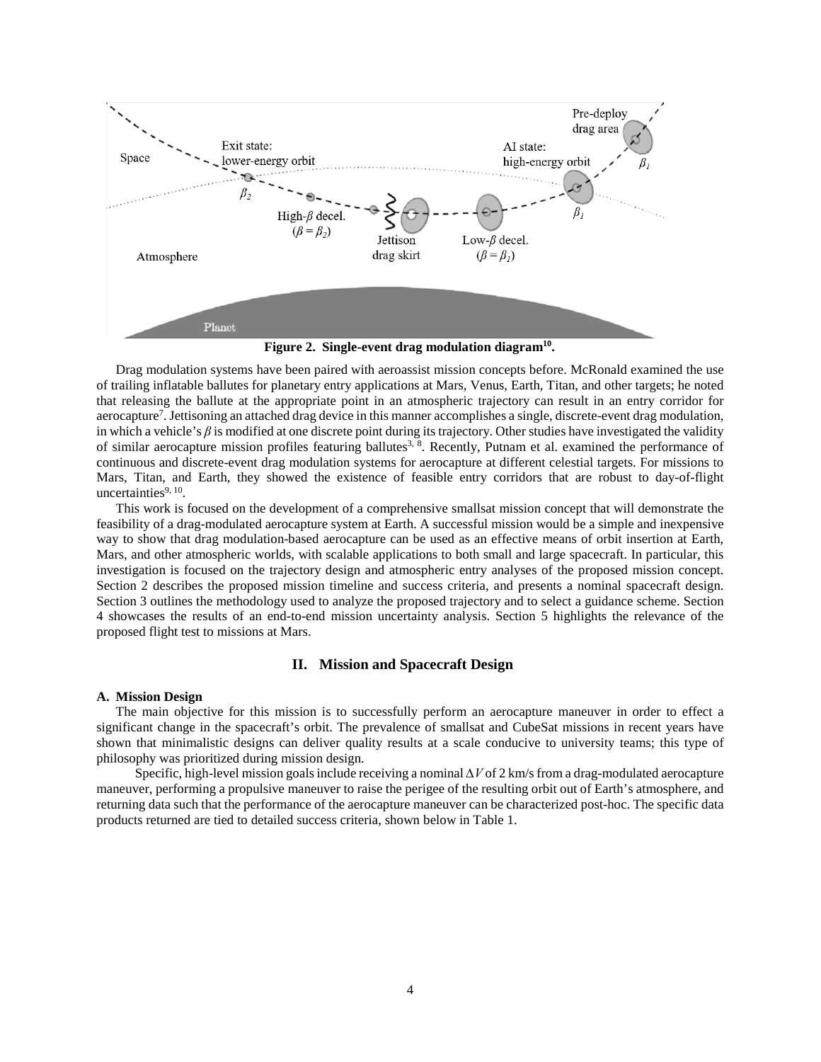Figure 2. Single-event drag modulation diagram[10].

Drag modulation systems have been paired with aeroassist mission concepts before. McRonald examined the use of trailing inflatable ballutes for planetary entry applications at Mars, Venus, Earth, Titan, and other targets; he noted that releasing the ballute at the appropriate point in an atmospheric trajectory can result in an entry corridor for aerocapture[7]. Jettisoning an attached drag device in this manner accomplishes a single, discrete-event drag modulation, in which a vehicle's $\beta$ is modified at one discrete point during its trajectory. Other studies have investigated the validity of similar aerocapture mission profiles featuring ballutes[3, 8]. Recently, Putnam et al. examined the performance of continuous and discrete-event drag modulation systems for aerocapture at different celestial targets. For missions to Mars, Titan, and Earth, they showed the existence of feasible entry corridors that are robust to day-of-flight uncertainties[9, 10].

This work is focused on the development of a comprehensive smallsat mission concept that will demonstrate the feasibility of a drag-modulated aerocapture system at Earth. A successful mission would be a simple and inexpensive way to show that drag modulation-based aerocapture can be used as an effective means of orbit insertion at Earth, Mars, and other atmospheric worlds, with scalable applications to both small and large spacecraft. In particular, this investigation is focused on the trajectory design and atmospheric entry analyses of the proposed mission concept. Section 2 describes the proposed mission timeline and success criteria, and presents a nominal spacecraft design. Section 3 outlines the methodology used to analyze the proposed trajectory and to select a guidance scheme. Section 4 showcases the results of an end-to-end mission uncertainty analysis. Section 5 highlights the relevance of the proposed flight test to missions at Mars.

## II. Mission and Spacecraft Design

### A. Mission Design

The main objective for this mission is to successfully perform an aerocapture maneuver in order to effect a significant change in the spacecraft's orbit. The prevalence of smallsat and CubeSat missions in recent years have shown that minimalistic designs can deliver quality results at a scale conducive to university teams; this type of philosophy was prioritized during mission design.

Specific, high-level mission goals include receiving a nominal $\Delta V$ of 2 km/s from a drag-modulated aerocapture maneuver, performing a propulsive maneuver to raise the perigee of the resulting orbit out of Earth's atmosphere, and returning data such that the performance of the aerocapture maneuver can be characterized post-hoc. The specific data products returned are tied to detailed success criteria, shown below in Table 1.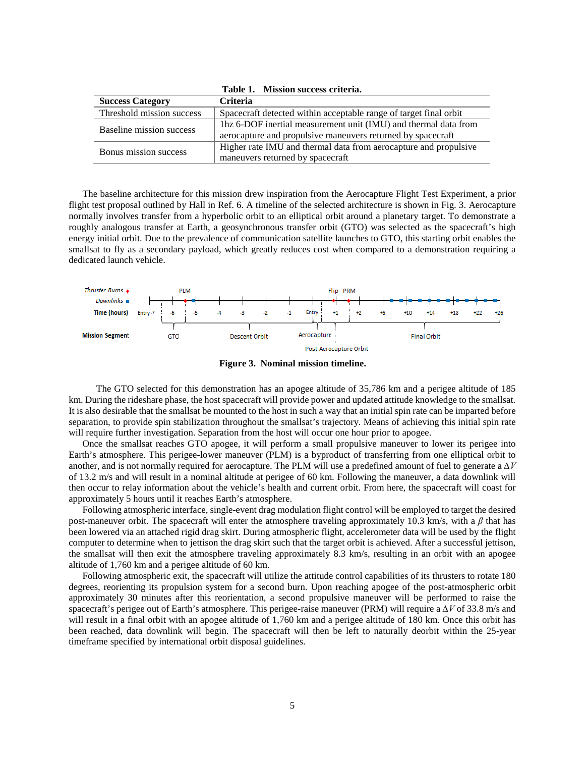**Table 1. Mission success criteria.**

| Success Category | Criteria |
|---|---|
| Threshold mission success | Spacecraft detected within acceptable range of target final orbit |
| Baseline mission success | 1hz 6-DOF inertial measurement unit (IMU) and thermal data from aerocapture and propulsive maneuvers returned by spacecraft |
| Bonus mission success | Higher rate IMU and thermal data from aerocapture and propulsive maneuvers returned by spacecraft |

The baseline architecture for this mission drew inspiration from the Aerocapture Flight Test Experiment, a prior flight test proposal outlined by Hall in Ref. 6. A timeline of the selected architecture is shown in Fig. 3. Aerocapture normally involves transfer from a hyperbolic orbit to an elliptical orbit around a planetary target. To demonstrate a roughly analogous transfer at Earth, a geosynchronous transfer orbit (GTO) was selected as the spacecraft's high energy initial orbit. Due to the prevalence of communication satellite launches to GTO, this starting orbit enables the smallsat to fly as a secondary payload, which greatly reduces cost when compared to a demonstration requiring a dedicated launch vehicle.

**Figure 3. Nominal mission timeline.**

The GTO selected for this demonstration has an apogee altitude of 35,786 km and a perigee altitude of 185 km. During the rideshare phase, the host spacecraft will provide power and updated attitude knowledge to the smallsat. It is also desirable that the smallsat be mounted to the host in such a way that an initial spin rate can be imparted before separation, to provide spin stabilization throughout the smallsat's trajectory. Means of achieving this initial spin rate will require further investigation. Separation from the host will occur one hour prior to apogee.

Once the smallsat reaches GTO apogee, it will perform a small propulsive maneuver to lower its perigee into Earth's atmosphere. This perigee-lower maneuver (PLM) is a byproduct of transferring from one elliptical orbit to another, and is not normally required for aerocapture. The PLM will use a predefined amount of fuel to generate a $\Delta V$ of 13.2 m/s and will result in a nominal altitude at perigee of 60 km. Following the maneuver, a data downlink will then occur to relay information about the vehicle's health and current orbit. From here, the spacecraft will coast for approximately 5 hours until it reaches Earth's atmosphere.

Following atmospheric interface, single-event drag modulation flight control will be employed to target the desired post-maneuver orbit. The spacecraft will enter the atmosphere traveling approximately 10.3 km/s, with a $\beta$ that has been lowered via an attached rigid drag skirt. During atmospheric flight, accelerometer data will be used by the flight computer to determine when to jettison the drag skirt such that the target orbit is achieved. After a successful jettison, the smallsat will then exit the atmosphere traveling approximately 8.3 km/s, resulting in an orbit with an apogee altitude of 1,760 km and a perigee altitude of 60 km.

Following atmospheric exit, the spacecraft will utilize the attitude control capabilities of its thrusters to rotate 180 degrees, reorienting its propulsion system for a second burn. Upon reaching apogee of the post-atmospheric orbit approximately 30 minutes after this reorientation, a second propulsive maneuver will be performed to raise the spacecraft's perigee out of Earth's atmosphere. This perigee-raise maneuver (PRM) will require a $\Delta V$ of 33.8 m/s and will result in a final orbit with an apogee altitude of 1,760 km and a perigee altitude of 180 km. Once this orbit has been reached, data downlink will begin. The spacecraft will then be left to naturally deorbit within the 25-year timeframe specified by international orbit disposal guidelines.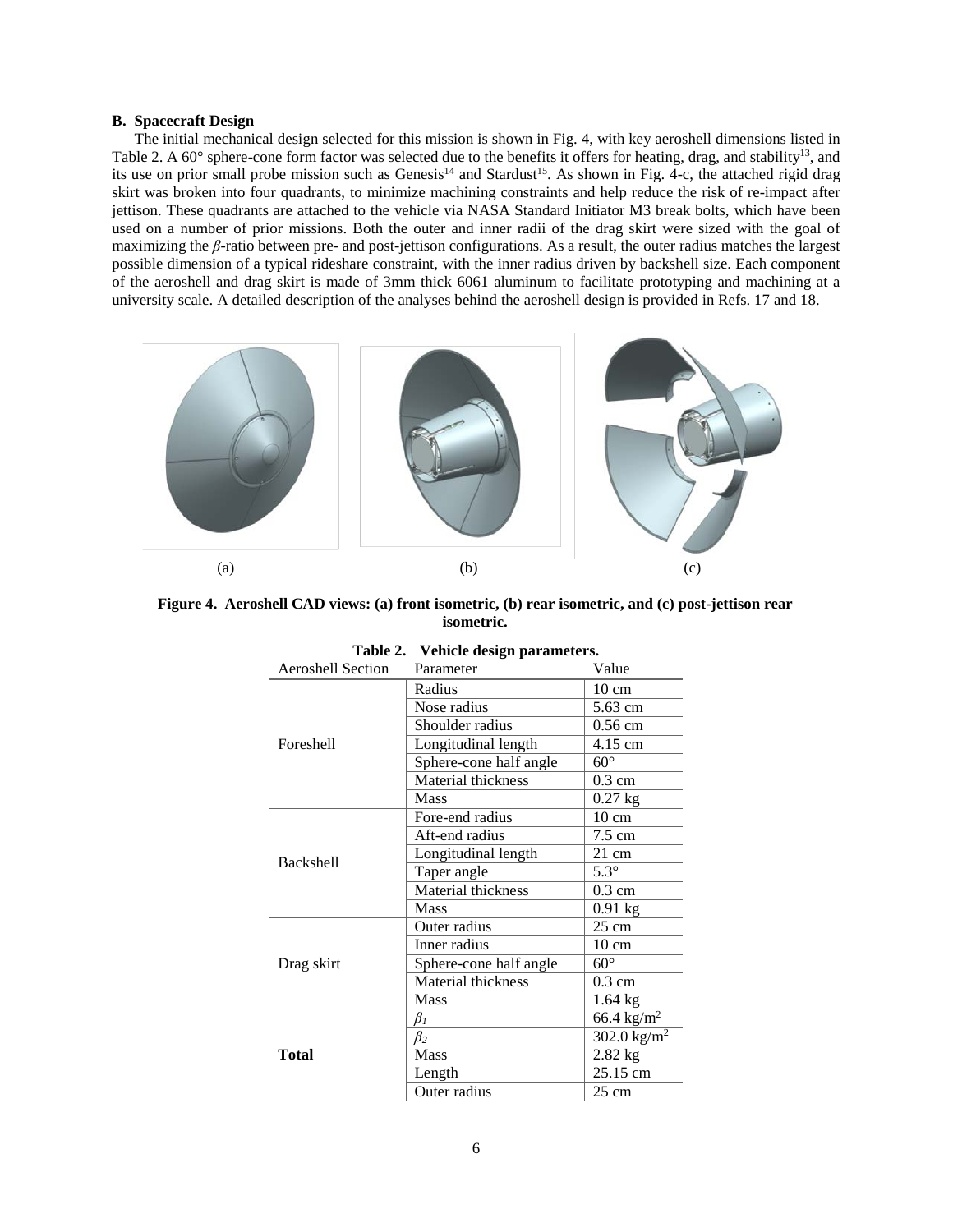### B. Spacecraft Design

The initial mechanical design selected for this mission is shown in Fig. 4, with key aeroshell dimensions listed in Table 2. A 60° sphere-cone form factor was selected due to the benefits it offers for heating, drag, and stability[13], and its use on prior small probe mission such as Genesis[14] and Stardust[15]. As shown in Fig. 4-c, the attached rigid drag skirt was broken into four quadrants, to minimize machining constraints and help reduce the risk of re-impact after jettison. These quadrants are attached to the vehicle via NASA Standard Initiator M3 break bolts, which have been used on a number of prior missions. Both the outer and inner radii of the drag skirt were sized with the goal of maximizing the $\beta$-ratio between pre- and post-jettison configurations. As a result, the outer radius matches the largest possible dimension of a typical rideshare constraint, with the inner radius driven by backshell size. Each component of the aeroshell and drag skirt is made of 3mm thick 6061 aluminum to facilitate prototyping and machining at a university scale. A detailed description of the analyses behind the aeroshell design is provided in Refs. 17 and 18.

(a) (b) (c)

**Figure 4. Aeroshell CAD views: (a) front isometric, (b) rear isometric, and (c) post-jettison rear isometric.**

**Table 2. Vehicle design parameters.**

| Aeroshell Section | Parameter | Value |
|---|---|---|
| Foreshell | Radius | 10 cm |
| | Nose radius | 5.63 cm |
| | Shoulder radius | 0.56 cm |
| | Longitudinal length | 4.15 cm |
| | Sphere-cone half angle | 60° |
| | Material thickness | 0.3 cm |
| | Mass | 0.27 kg |
| Backshell | Fore-end radius | 10 cm |
| | Aft-end radius | 7.5 cm |
| | Longitudinal length | 21 cm |
| | Taper angle | 5.3° |
| | Material thickness | 0.3 cm |
| | Mass | 0.91 kg |
| Drag skirt | Outer radius | 25 cm |
| | Inner radius | 10 cm |
| | Sphere-cone half angle | 60° |
| | Material thickness | 0.3 cm |
| | Mass | 1.64 kg |
| **Total** | $\beta_1$ | 66.4 kg/m$^2$ |
| | $\beta_2$ | 302.0 kg/m$^2$ |
| | Mass | 2.82 kg |
| | Length | 25.15 cm |
| | Outer radius | 25 cm |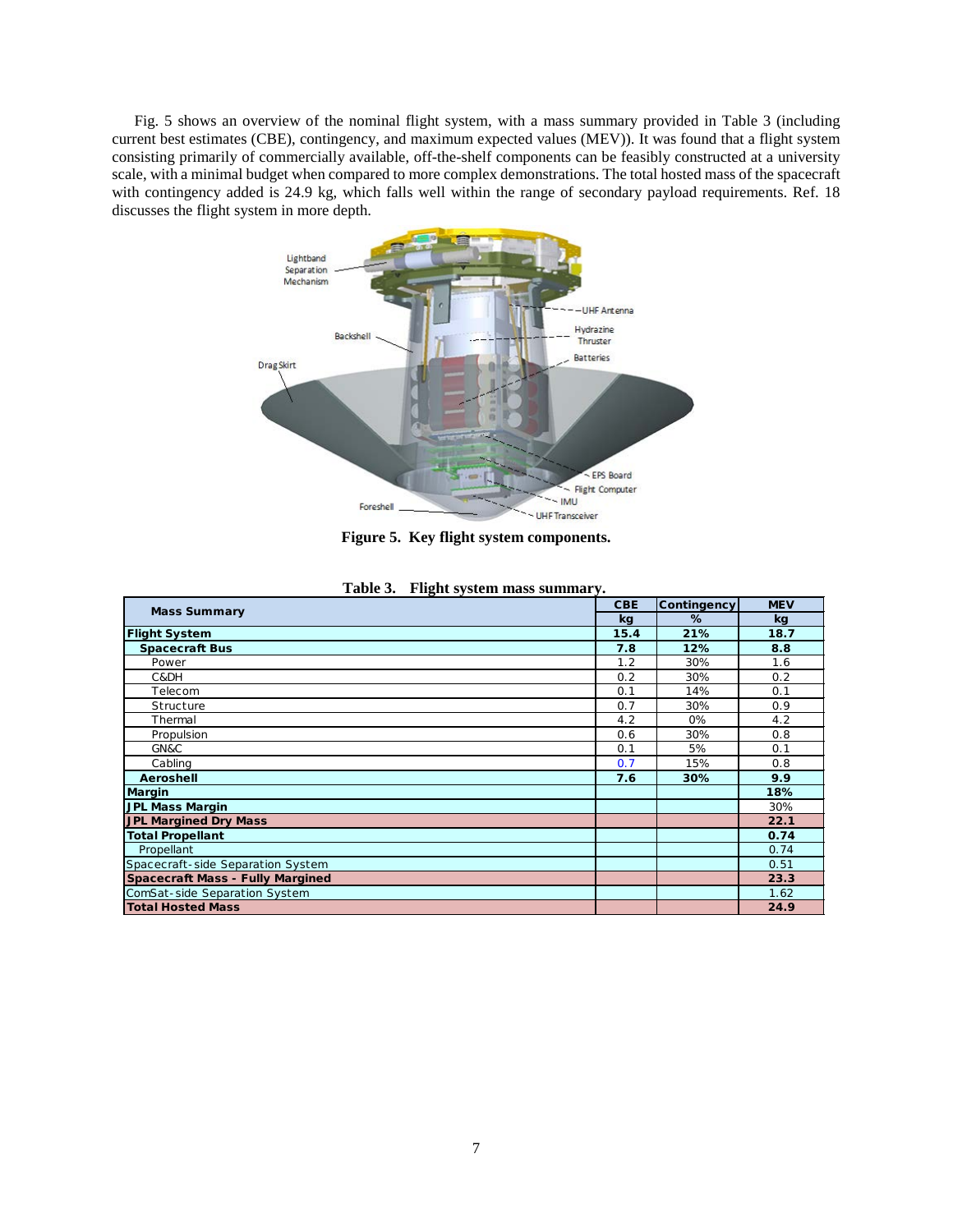Fig. 5 shows an overview of the nominal flight system, with a mass summary provided in Table 3 (including current best estimates (CBE), contingency, and maximum expected values (MEV)). It was found that a flight system consisting primarily of commercially available, off-the-shelf components can be feasibly constructed at a university scale, with a minimal budget when compared to more complex demonstrations. The total hosted mass of the spacecraft with contingency added is 24.9 kg, which falls well within the range of secondary payload requirements. Ref. 18 discusses the flight system in more depth.

**Figure 5. Key flight system components.**

**Table 3. Flight system mass summary.**

| Mass Summary | CBE kg | Contingency % | MEV kg |
|---|---|---|---|
| **Flight System** | **15.4** | **21%** | **18.7** |
| **Spacecraft Bus** | **7.8** | **12%** | **8.8** |
| Power | 1.2 | 30% | 1.6 |
| C&DH | 0.2 | 30% | 0.2 |
| Telecom | 0.1 | 14% | 0.1 |
| Structure | 0.7 | 30% | 0.9 |
| Thermal | 4.2 | 0% | 4.2 |
| Propulsion | 0.6 | 30% | 0.8 |
| GN&C | 0.1 | 5% | 0.1 |
| Cabling | 0.7 | 15% | 0.8 |
| **Aeroshell** | **7.6** | **30%** | **9.9** |
| **Margin** | | | **18%** |
| **JPL Mass Margin** | | | 30% |
| **JPL Margined Dry Mass** | | | **22.1** |
| **Total Propellant** | | | **0.74** |
| Propellant | | | 0.74 |
| Spacecraft-side Separation System | | | 0.51 |
| **Spacecraft Mass - Fully Margined** | | | **23.3** |
| ComSat-side Separation System | | | 1.62 |
| **Total Hosted Mass** | | | **24.9** |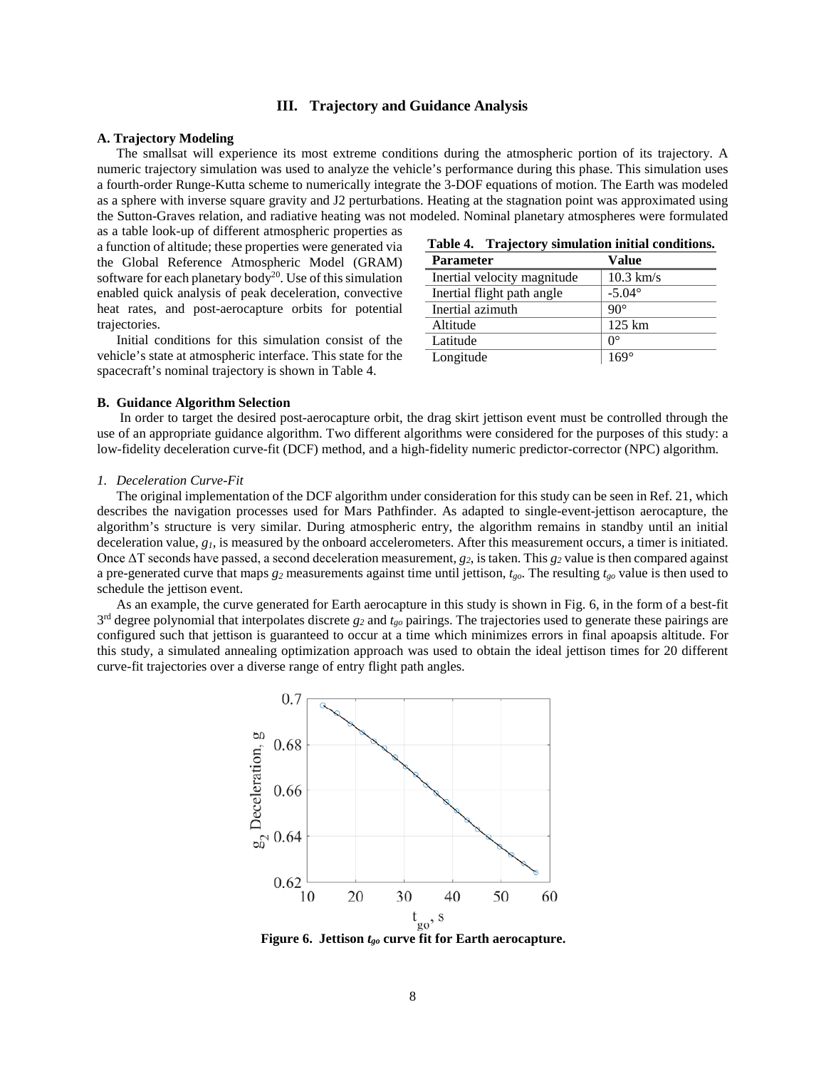## III. Trajectory and Guidance Analysis

### A. Trajectory Modeling

The smallsat will experience its most extreme conditions during the atmospheric portion of its trajectory. A numeric trajectory simulation was used to analyze the vehicle's performance during this phase. This simulation uses a fourth-order Runge-Kutta scheme to numerically integrate the 3-DOF equations of motion. The Earth was modeled as a sphere with inverse square gravity and J2 perturbations. Heating at the stagnation point was approximated using the Sutton-Graves relation, and radiative heating was not modeled. Nominal planetary atmospheres were formulated as a table look-up of different atmospheric properties as a function of altitude; these properties were generated via the Global Reference Atmospheric Model (GRAM) software for each planetary body[20]. Use of this simulation enabled quick analysis of peak deceleration, convective heat rates, and post-aerocapture orbits for potential trajectories.

Initial conditions for this simulation consist of the vehicle's state at atmospheric interface. This state for the spacecraft's nominal trajectory is shown in Table 4.

**Table 4. Trajectory simulation initial conditions.**

| Parameter | Value |
|---|---|
| Inertial velocity magnitude | 10.3 km/s |
| Inertial flight path angle | -5.04° |
| Inertial azimuth | 90° |
| Altitude | 125 km |
| Latitude | 0° |
| Longitude | 169° |

### B. Guidance Algorithm Selection

In order to target the desired post-aerocapture orbit, the drag skirt jettison event must be controlled through the use of an appropriate guidance algorithm. Two different algorithms were considered for the purposes of this study: a low-fidelity deceleration curve-fit (DCF) method, and a high-fidelity numeric predictor-corrector (NPC) algorithm.

#### *1. Deceleration Curve-Fit*

The original implementation of the DCF algorithm under consideration for this study can be seen in Ref. 21, which describes the navigation processes used for Mars Pathfinder. As adapted to single-event-jettison aerocapture, the algorithm's structure is very similar. During atmospheric entry, the algorithm remains in standby until an initial deceleration value, $g_1$, is measured by the onboard accelerometers. After this measurement occurs, a timer is initiated. Once $\Delta T$ seconds have passed, a second deceleration measurement, $g_2$, is taken. This $g_2$ value is then compared against a pre-generated curve that maps $g_2$ measurements against time until jettison, $t_{go}$. The resulting $t_{go}$ value is then used to schedule the jettison event.

As an example, the curve generated for Earth aerocapture in this study is shown in Fig. 6, in the form of a best-fit 3[rd] degree polynomial that interpolates discrete $g_2$ and $t_{go}$ pairings. The trajectories used to generate these pairings are configured such that jettison is guaranteed to occur at a time which minimizes errors in final apoapsis altitude. For this study, a simulated annealing optimization approach was used to obtain the ideal jettison times for 20 different curve-fit trajectories over a diverse range of entry flight path angles.

**Figure 6. Jettison $t_{go}$ curve fit for Earth aerocapture.**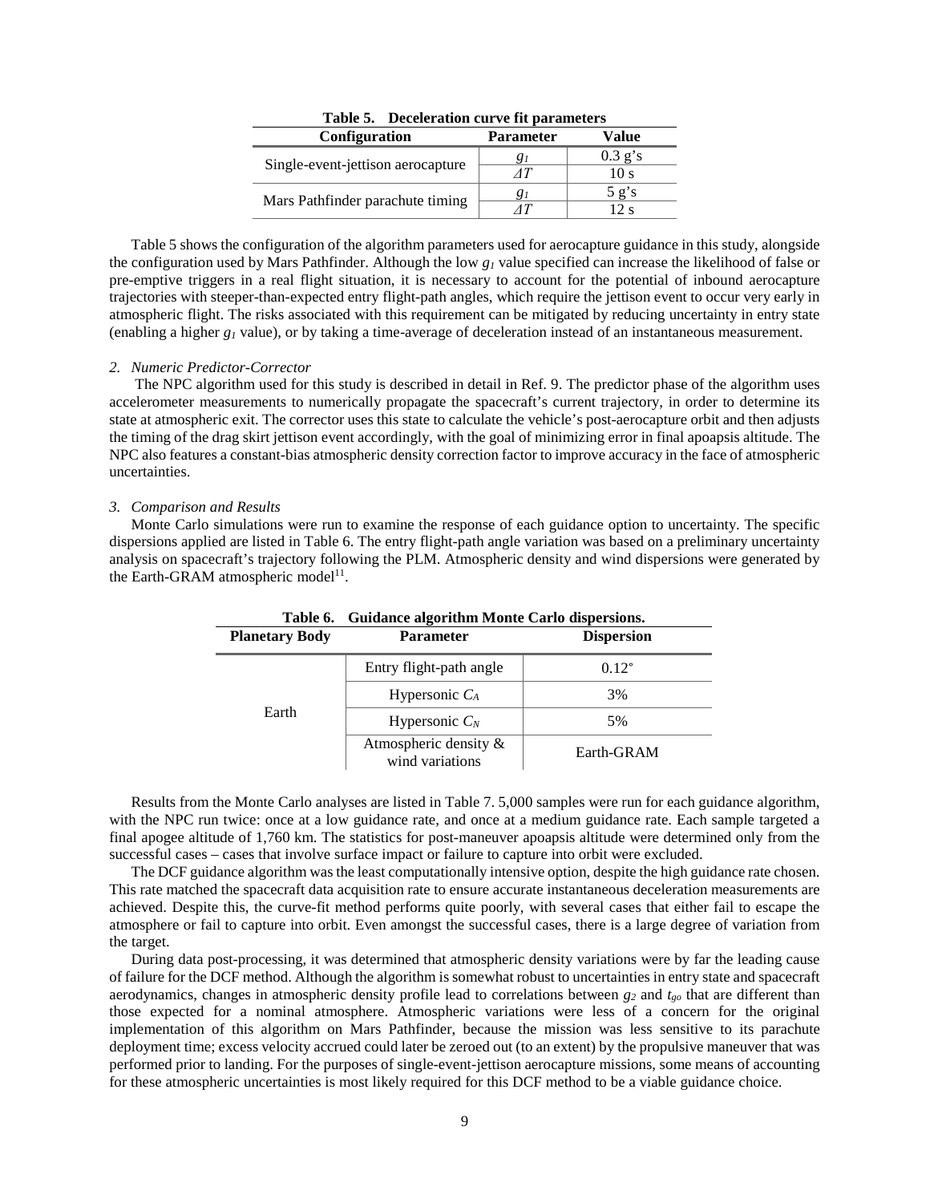**Table 5. Deceleration curve fit parameters**

| Configuration | Parameter | Value |
|---|---|---|
| Single-event-jettison aerocapture | $g_1$ | 0.3 g's |
| | $\Delta T$ | 10 s |
| Mars Pathfinder parachute timing | $g_1$ | 5 g's |
| | $\Delta T$ | 12 s |

Table 5 shows the configuration of the algorithm parameters used for aerocapture guidance in this study, alongside the configuration used by Mars Pathfinder. Although the low $g_1$ value specified can increase the likelihood of false or pre-emptive triggers in a real flight situation, it is necessary to account for the potential of inbound aerocapture trajectories with steeper-than-expected entry flight-path angles, which require the jettison event to occur very early in atmospheric flight. The risks associated with this requirement can be mitigated by reducing uncertainty in entry state (enabling a higher $g_1$ value), or by taking a time-average of deceleration instead of an instantaneous measurement.

*2. Numeric Predictor-Corrector*

The NPC algorithm used for this study is described in detail in Ref. 9. The predictor phase of the algorithm uses accelerometer measurements to numerically propagate the spacecraft's current trajectory, in order to determine its state at atmospheric exit. The corrector uses this state to calculate the vehicle's post-aerocapture orbit and then adjusts the timing of the drag skirt jettison event accordingly, with the goal of minimizing error in final apoapsis altitude. The NPC also features a constant-bias atmospheric density correction factor to improve accuracy in the face of atmospheric uncertainties.

*3. Comparison and Results*

Monte Carlo simulations were run to examine the response of each guidance option to uncertainty. The specific dispersions applied are listed in Table 6. The entry flight-path angle variation was based on a preliminary uncertainty analysis on spacecraft's trajectory following the PLM. Atmospheric density and wind dispersions were generated by the Earth-GRAM atmospheric model[11].

**Table 6. Guidance algorithm Monte Carlo dispersions.**

| Planetary Body | Parameter | Dispersion |
|---|---|---|
| Earth | Entry flight-path angle | 0.12° |
| | Hypersonic $C_A$ | 3% |
| | Hypersonic $C_N$ | 5% |
| | Atmospheric density & wind variations | Earth-GRAM |

Results from the Monte Carlo analyses are listed in Table 7. 5,000 samples were run for each guidance algorithm, with the NPC run twice: once at a low guidance rate, and once at a medium guidance rate. Each sample targeted a final apogee altitude of 1,760 km. The statistics for post-maneuver apoapsis altitude were determined only from the successful cases – cases that involve surface impact or failure to capture into orbit were excluded.

The DCF guidance algorithm was the least computationally intensive option, despite the high guidance rate chosen. This rate matched the spacecraft data acquisition rate to ensure accurate instantaneous deceleration measurements are achieved. Despite this, the curve-fit method performs quite poorly, with several cases that either fail to escape the atmosphere or fail to capture into orbit. Even amongst the successful cases, there is a large degree of variation from the target.

During data post-processing, it was determined that atmospheric density variations were by far the leading cause of failure for the DCF method. Although the algorithm is somewhat robust to uncertainties in entry state and spacecraft aerodynamics, changes in atmospheric density profile lead to correlations between $g_2$ and $t_{go}$ that are different than those expected for a nominal atmosphere. Atmospheric variations were less of a concern for the original implementation of this algorithm on Mars Pathfinder, because the mission was less sensitive to its parachute deployment time; excess velocity accrued could later be zeroed out (to an extent) by the propulsive maneuver that was performed prior to landing. For the purposes of single-event-jettison aerocapture missions, some means of accounting for these atmospheric uncertainties is most likely required for this DCF method to be a viable guidance choice.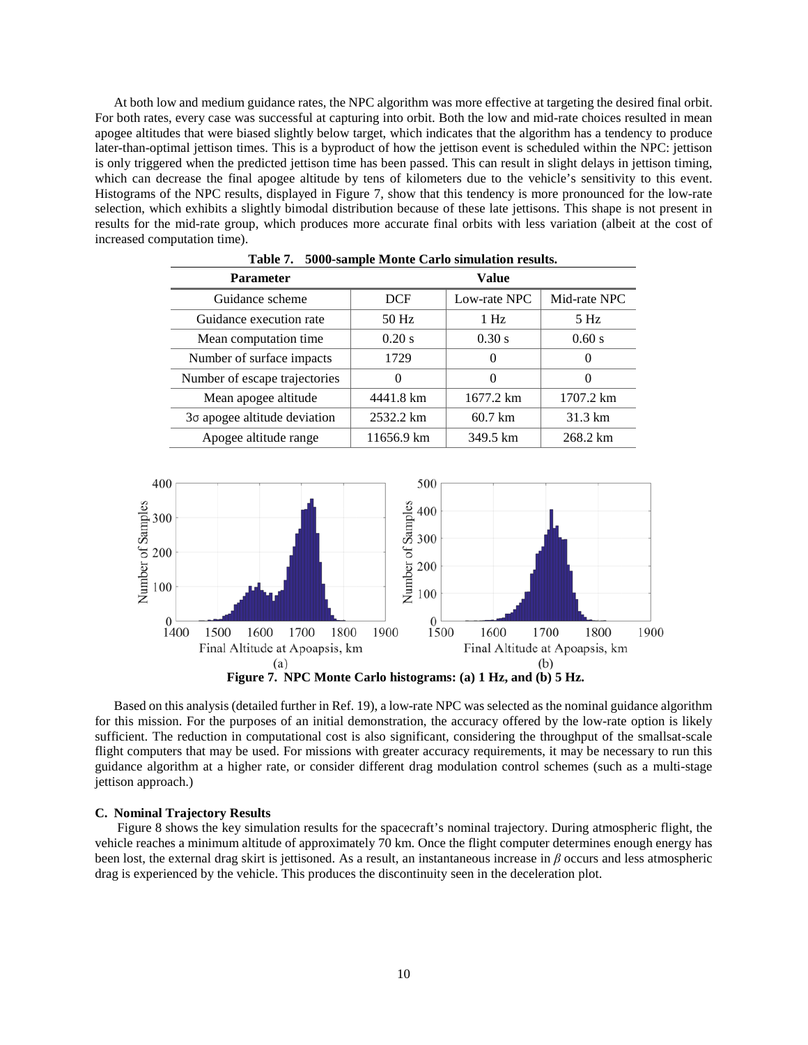At both low and medium guidance rates, the NPC algorithm was more effective at targeting the desired final orbit. For both rates, every case was successful at capturing into orbit. Both the low and mid-rate choices resulted in mean apogee altitudes that were biased slightly below target, which indicates that the algorithm has a tendency to produce later-than-optimal jettison times. This is a byproduct of how the jettison event is scheduled within the NPC: jettison is only triggered when the predicted jettison time has been passed. This can result in slight delays in jettison timing, which can decrease the final apogee altitude by tens of kilometers due to the vehicle's sensitivity to this event. Histograms of the NPC results, displayed in Figure 7, show that this tendency is more pronounced for the low-rate selection, which exhibits a slightly bimodal distribution because of these late jettisons. This shape is not present in results for the mid-rate group, which produces more accurate final orbits with less variation (albeit at the cost of increased computation time).

**Table 7. 5000-sample Monte Carlo simulation results.**

| Parameter | Value | | |
|---|---|---|---|
| Guidance scheme | DCF | Low-rate NPC | Mid-rate NPC |
| Guidance execution rate | 50 Hz | 1 Hz | 5 Hz |
| Mean computation time | 0.20 s | 0.30 s | 0.60 s |
| Number of surface impacts | 1729 | 0 | 0 |
| Number of escape trajectories | 0 | 0 | 0 |
| Mean apogee altitude | 4441.8 km | 1677.2 km | 1707.2 km |
| 3σ apogee altitude deviation | 2532.2 km | 60.7 km | 31.3 km |
| Apogee altitude range | 11656.9 km | 349.5 km | 268.2 km |

**Figure 7. NPC Monte Carlo histograms: (a) 1 Hz, and (b) 5 Hz.**

Based on this analysis (detailed further in Ref. 19), a low-rate NPC was selected as the nominal guidance algorithm for this mission. For the purposes of an initial demonstration, the accuracy offered by the low-rate option is likely sufficient. The reduction in computational cost is also significant, considering the throughput of the smallsat-scale flight computers that may be used. For missions with greater accuracy requirements, it may be necessary to run this guidance algorithm at a higher rate, or consider different drag modulation control schemes (such as a multi-stage jettison approach.)

### C. Nominal Trajectory Results

Figure 8 shows the key simulation results for the spacecraft's nominal trajectory. During atmospheric flight, the vehicle reaches a minimum altitude of approximately 70 km. Once the flight computer determines enough energy has been lost, the external drag skirt is jettisoned. As a result, an instantaneous increase in $\beta$ occurs and less atmospheric drag is experienced by the vehicle. This produces the discontinuity seen in the deceleration plot.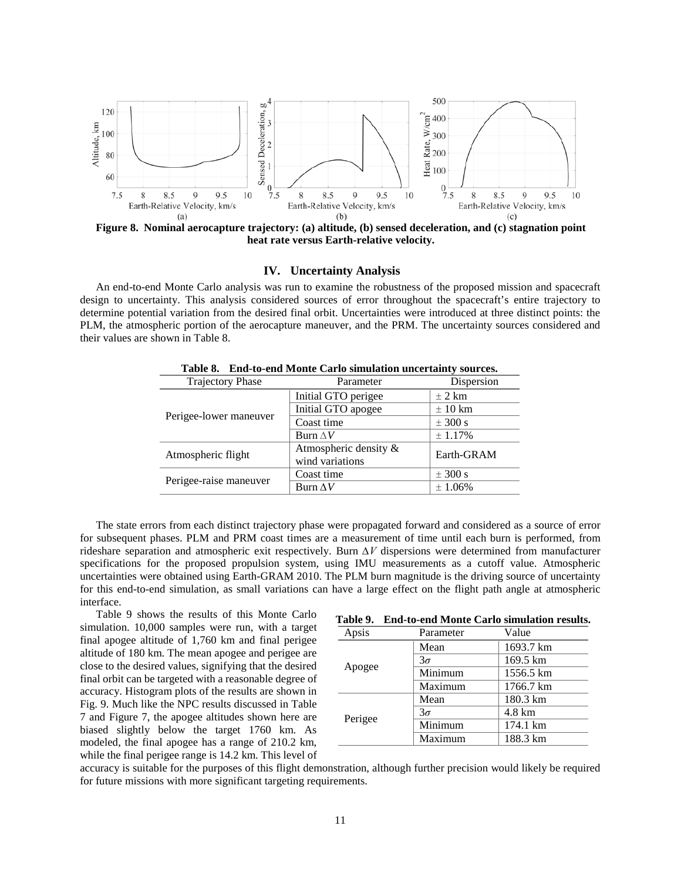Figure 8. Nominal aerocapture trajectory: (a) altitude, (b) sensed deceleration, and (c) stagnation point heat rate versus Earth-relative velocity.

## IV. Uncertainty Analysis

An end-to-end Monte Carlo analysis was run to examine the robustness of the proposed mission and spacecraft design to uncertainty. This analysis considered sources of error throughout the spacecraft's entire trajectory to determine potential variation from the desired final orbit. Uncertainties were introduced at three distinct points: the PLM, the atmospheric portion of the aerocapture maneuver, and the PRM. The uncertainty sources considered and their values are shown in Table 8.

**Table 8. End-to-end Monte Carlo simulation uncertainty sources.**

| Trajectory Phase | Parameter | Dispersion |
|---|---|---|
| Perigee-lower maneuver | Initial GTO perigee | $\pm$ 2 km |
| | Initial GTO apogee | $\pm$ 10 km |
| | Coast time | $\pm$ 300 s |
| | Burn $\Delta V$ | $\pm$ 1.17% |
| Atmospheric flight | Atmospheric density & wind variations | Earth-GRAM |
| Perigee-raise maneuver | Coast time | $\pm$ 300 s |
| | Burn $\Delta V$ | $\pm$ 1.06% |

The state errors from each distinct trajectory phase were propagated forward and considered as a source of error for subsequent phases. PLM and PRM coast times are a measurement of time until each burn is performed, from rideshare separation and atmospheric exit respectively. Burn $\Delta V$ dispersions were determined from manufacturer specifications for the proposed propulsion system, using IMU measurements as a cutoff value. Atmospheric uncertainties were obtained using Earth-GRAM 2010. The PLM burn magnitude is the driving source of uncertainty for this end-to-end simulation, as small variations can have a large effect on the flight path angle at atmospheric interface.

Table 9 shows the results of this Monte Carlo simulation. 10,000 samples were run, with a target final apogee altitude of 1,760 km and final perigee altitude of 180 km. The mean apogee and perigee are close to the desired values, signifying that the desired final orbit can be targeted with a reasonable degree of accuracy. Histogram plots of the results are shown in Fig. 9. Much like the NPC results discussed in Table 7 and Figure 7, the apogee altitudes shown here are biased slightly below the target 1760 km. As modeled, the final apogee has a range of 210.2 km, while the final perigee range is 14.2 km. This level of accuracy is suitable for the purposes of this flight demonstration, although further precision would likely be required for future missions with more significant targeting requirements.

**Table 9. End-to-end Monte Carlo simulation results.**

| Apsis | Parameter | Value |
|---|---|---|
| Apogee | Mean | 1693.7 km |
| | $3\sigma$ | 169.5 km |
| | Minimum | 1556.5 km |
| | Maximum | 1766.7 km |
| Perigee | Mean | 180.3 km |
| | $3\sigma$ | 4.8 km |
| | Minimum | 174.1 km |
| | Maximum | 188.3 km |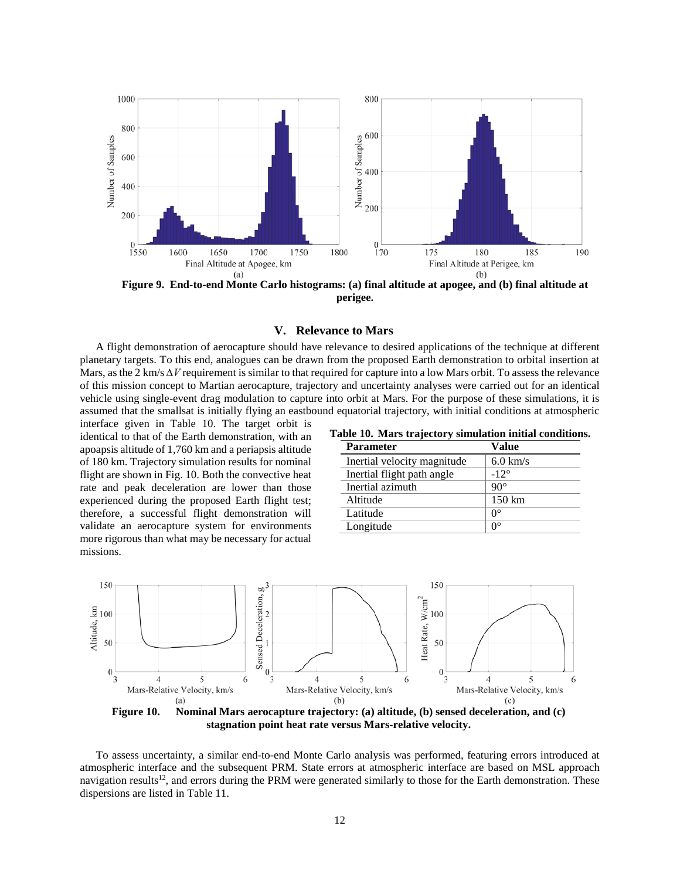**Figure 9. End-to-end Monte Carlo histograms: (a) final altitude at apogee, and (b) final altitude at perigee.**

## V. Relevance to Mars

A flight demonstration of aerocapture should have relevance to desired applications of the technique at different planetary targets. To this end, analogues can be drawn from the proposed Earth demonstration to orbital insertion at Mars, as the 2 km/s $\Delta V$ requirement is similar to that required for capture into a low Mars orbit. To assess the relevance of this mission concept to Martian aerocapture, trajectory and uncertainty analyses were carried out for an identical vehicle using single-event drag modulation to capture into orbit at Mars. For the purpose of these simulations, it is assumed that the smallsat is initially flying an eastbound equatorial trajectory, with initial conditions at atmospheric interface given in Table 10. The target orbit is identical to that of the Earth demonstration, with an apoapsis altitude of 1,760 km and a periapsis altitude of 180 km. Trajectory simulation results for nominal flight are shown in Fig. 10. Both the convective heat rate and peak deceleration are lower than those experienced during the proposed Earth flight test; therefore, a successful flight demonstration will validate an aerocapture system for environments more rigorous than what may be necessary for actual missions.

**Table 10. Mars trajectory simulation initial conditions.**

| Parameter | Value |
| --- | --- |
| Inertial velocity magnitude | 6.0 km/s |
| Inertial flight path angle | -12° |
| Inertial azimuth | 90° |
| Altitude | 150 km |
| Latitude | 0° |
| Longitude | 0° |

**Figure 10. Nominal Mars aerocapture trajectory: (a) altitude, (b) sensed deceleration, and (c) stagnation point heat rate versus Mars-relative velocity.**

To assess uncertainty, a similar end-to-end Monte Carlo analysis was performed, featuring errors introduced at atmospheric interface and the subsequent PRM. State errors at atmospheric interface are based on MSL approach navigation results[12], and errors during the PRM were generated similarly to those for the Earth demonstration. These dispersions are listed in Table 11.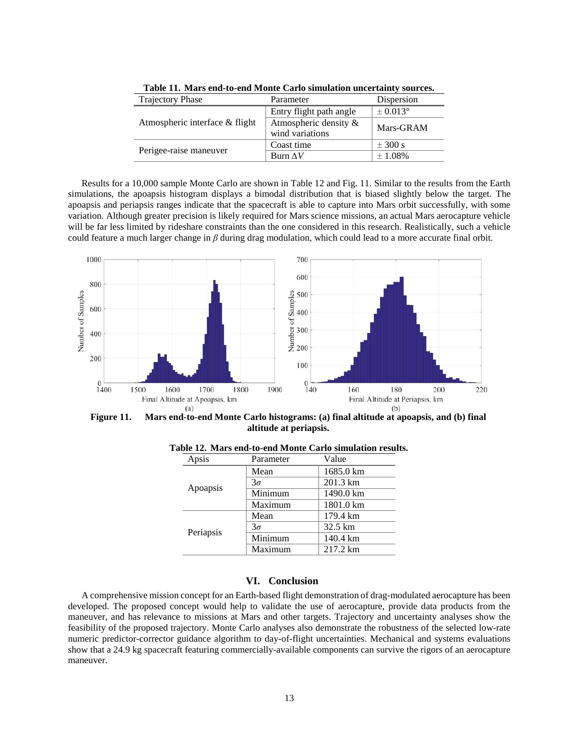**Table 11. Mars end-to-end Monte Carlo simulation uncertainty sources.**

| Trajectory Phase | Parameter | Dispersion |
|---|---|---|
| Atmospheric interface & flight | Entry flight path angle | ± 0.013° |
| | Atmospheric density & wind variations | Mars-GRAM |
| Perigee-raise maneuver | Coast time | ± 300 s |
| | Burn $\Delta V$ | ± 1.08% |

Results for a 10,000 sample Monte Carlo are shown in Table 12 and Fig. 11. Similar to the results from the Earth simulations, the apoapsis histogram displays a bimodal distribution that is biased slightly below the target. The apoapsis and periapsis ranges indicate that the spacecraft is able to capture into Mars orbit successfully, with some variation. Although greater precision is likely required for Mars science missions, an actual Mars aerocapture vehicle will be far less limited by rideshare constraints than the one considered in this research. Realistically, such a vehicle could feature a much larger change in $\beta$ during drag modulation, which could lead to a more accurate final orbit.

**Figure 11.** **Mars end-to-end Monte Carlo histograms: (a) final altitude at apoapsis, and (b) final altitude at periapsis.**

**Table 12. Mars end-to-end Monte Carlo simulation results.**

| Apsis | Parameter | Value |
|---|---|---|
| Apoapsis | Mean | 1685.0 km |
| | $3\sigma$ | 201.3 km |
| | Minimum | 1490.0 km |
| | Maximum | 1801.0 km |
| Periapsis | Mean | 179.4 km |
| | $3\sigma$ | 32.5 km |
| | Minimum | 140.4 km |
| | Maximum | 217.2 km |

## VI. Conclusion

A comprehensive mission concept for an Earth-based flight demonstration of drag-modulated aerocapture has been developed. The proposed concept would help to validate the use of aerocapture, provide data products from the maneuver, and has relevance to missions at Mars and other targets. Trajectory and uncertainty analyses show the feasibility of the proposed trajectory. Monte Carlo analyses also demonstrate the robustness of the selected low-rate numeric predictor-corrector guidance algorithm to day-of-flight uncertainties. Mechanical and systems evaluations show that a 24.9 kg spacecraft featuring commercially-available components can survive the rigors of an aerocapture maneuver.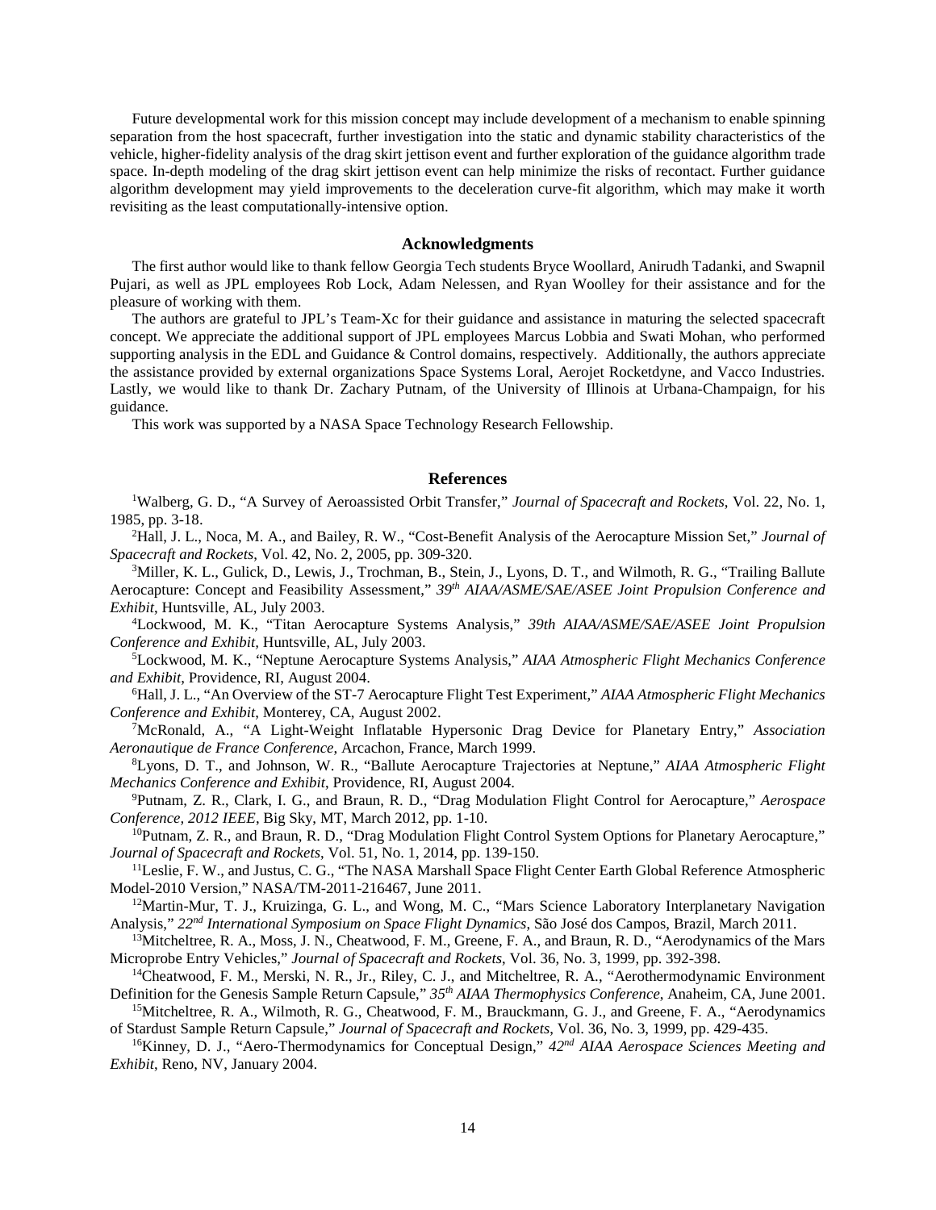Future developmental work for this mission concept may include development of a mechanism to enable spinning separation from the host spacecraft, further investigation into the static and dynamic stability characteristics of the vehicle, higher-fidelity analysis of the drag skirt jettison event and further exploration of the guidance algorithm trade space. In-depth modeling of the drag skirt jettison event can help minimize the risks of recontact. Further guidance algorithm development may yield improvements to the deceleration curve-fit algorithm, which may make it worth revisiting as the least computationally-intensive option.

## Acknowledgments

The first author would like to thank fellow Georgia Tech students Bryce Woollard, Anirudh Tadanki, and Swapnil Pujari, as well as JPL employees Rob Lock, Adam Nelessen, and Ryan Woolley for their assistance and for the pleasure of working with them.

The authors are grateful to JPL's Team-Xc for their guidance and assistance in maturing the selected spacecraft concept. We appreciate the additional support of JPL employees Marcus Lobbia and Swati Mohan, who performed supporting analysis in the EDL and Guidance & Control domains, respectively. Additionally, the authors appreciate the assistance provided by external organizations Space Systems Loral, Aerojet Rocketdyne, and Vacco Industries. Lastly, we would like to thank Dr. Zachary Putnam, of the University of Illinois at Urbana-Champaign, for his guidance.

This work was supported by a NASA Space Technology Research Fellowship.

## References

[1]Walberg, G. D., "A Survey of Aeroassisted Orbit Transfer," *Journal of Spacecraft and Rockets*, Vol. 22, No. 1, 1985, pp. 3-18.

[2]Hall, J. L., Noca, M. A., and Bailey, R. W., "Cost-Benefit Analysis of the Aerocapture Mission Set," *Journal of Spacecraft and Rockets*, Vol. 42, No. 2, 2005, pp. 309-320.

[3]Miller, K. L., Gulick, D., Lewis, J., Trochman, B., Stein, J., Lyons, D. T., and Wilmoth, R. G., "Trailing Ballute Aerocapture: Concept and Feasibility Assessment," *39th AIAA/ASME/SAE/ASEE Joint Propulsion Conference and Exhibit*, Huntsville, AL, July 2003.

[4]Lockwood, M. K., "Titan Aerocapture Systems Analysis," *39th AIAA/ASME/SAE/ASEE Joint Propulsion Conference and Exhibit*, Huntsville, AL, July 2003.

[5]Lockwood, M. K., "Neptune Aerocapture Systems Analysis," *AIAA Atmospheric Flight Mechanics Conference and Exhibit*, Providence, RI, August 2004.

[6]Hall, J. L., "An Overview of the ST-7 Aerocapture Flight Test Experiment," *AIAA Atmospheric Flight Mechanics Conference and Exhibit*, Monterey, CA, August 2002.

[7]McRonald, A., "A Light-Weight Inflatable Hypersonic Drag Device for Planetary Entry," *Association Aeronautique de France Conference*, Arcachon, France, March 1999.

[8]Lyons, D. T., and Johnson, W. R., "Ballute Aerocapture Trajectories at Neptune," *AIAA Atmospheric Flight Mechanics Conference and Exhibit*, Providence, RI, August 2004.

[9]Putnam, Z. R., Clark, I. G., and Braun, R. D., "Drag Modulation Flight Control for Aerocapture," *Aerospace Conference, 2012 IEEE*, Big Sky, MT, March 2012, pp. 1-10.

[10]Putnam, Z. R., and Braun, R. D., "Drag Modulation Flight Control System Options for Planetary Aerocapture," *Journal of Spacecraft and Rockets*, Vol. 51, No. 1, 2014, pp. 139-150.

[11]Leslie, F. W., and Justus, C. G., "The NASA Marshall Space Flight Center Earth Global Reference Atmospheric Model-2010 Version," NASA/TM-2011-216467, June 2011.

[12]Martin-Mur, T. J., Kruizinga, G. L., and Wong, M. C., "Mars Science Laboratory Interplanetary Navigation Analysis," *22nd International Symposium on Space Flight Dynamics*, São José dos Campos, Brazil, March 2011.

[13]Mitcheltree, R. A., Moss, J. N., Cheatwood, F. M., Greene, F. A., and Braun, R. D., "Aerodynamics of the Mars Microprobe Entry Vehicles," *Journal of Spacecraft and Rockets*, Vol. 36, No. 3, 1999, pp. 392-398.

[14]Cheatwood, F. M., Merski, N. R., Jr., Riley, C. J., and Mitcheltree, R. A., "Aerothermodynamic Environment Definition for the Genesis Sample Return Capsule," *35th AIAA Thermophysics Conference*, Anaheim, CA, June 2001.

[15]Mitcheltree, R. A., Wilmoth, R. G., Cheatwood, F. M., Brauckmann, G. J., and Greene, F. A., "Aerodynamics of Stardust Sample Return Capsule," *Journal of Spacecraft and Rockets*, Vol. 36, No. 3, 1999, pp. 429-435.

[16]Kinney, D. J., "Aero-Thermodynamics for Conceptual Design," *42nd AIAA Aerospace Sciences Meeting and Exhibit*, Reno, NV, January 2004.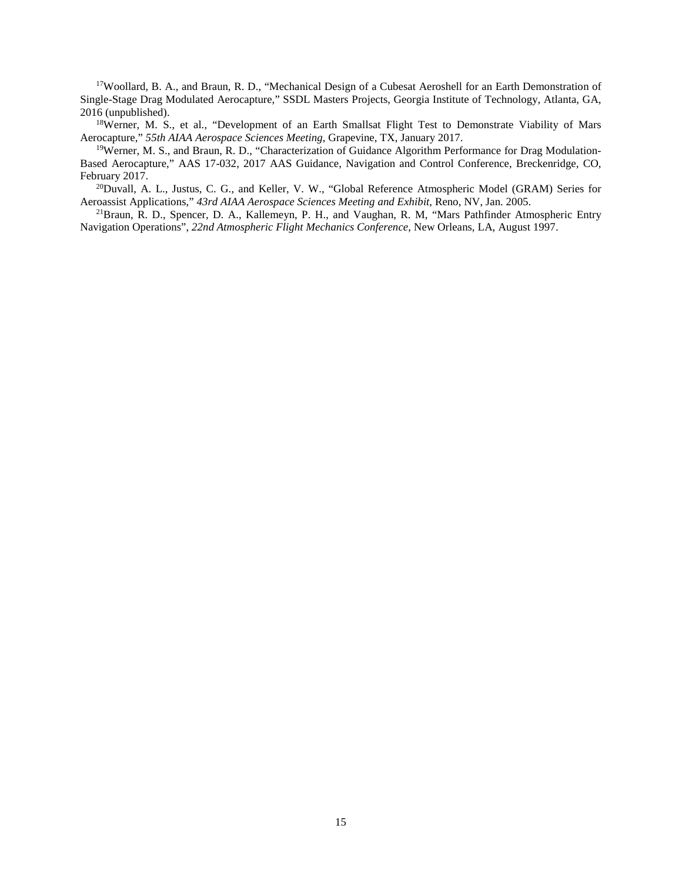[17]Woollard, B. A., and Braun, R. D., "Mechanical Design of a Cubesat Aeroshell for an Earth Demonstration of Single-Stage Drag Modulated Aerocapture," SSDL Masters Projects, Georgia Institute of Technology, Atlanta, GA, 2016 (unpublished).

[18]Werner, M. S., et al., "Development of an Earth Smallsat Flight Test to Demonstrate Viability of Mars Aerocapture," *55th AIAA Aerospace Sciences Meeting*, Grapevine, TX, January 2017.

[19]Werner, M. S., and Braun, R. D., "Characterization of Guidance Algorithm Performance for Drag Modulation-Based Aerocapture," AAS 17-032, 2017 AAS Guidance, Navigation and Control Conference, Breckenridge, CO, February 2017.

[20]Duvall, A. L., Justus, C. G., and Keller, V. W., "Global Reference Atmospheric Model (GRAM) Series for Aeroassist Applications," *43rd AIAA Aerospace Sciences Meeting and Exhibit*, Reno, NV, Jan. 2005.

[21]Braun, R. D., Spencer, D. A., Kallemeyn, P. H., and Vaughan, R. M, "Mars Pathfinder Atmospheric Entry Navigation Operations", *22nd Atmospheric Flight Mechanics Conference*, New Orleans, LA, August 1997.